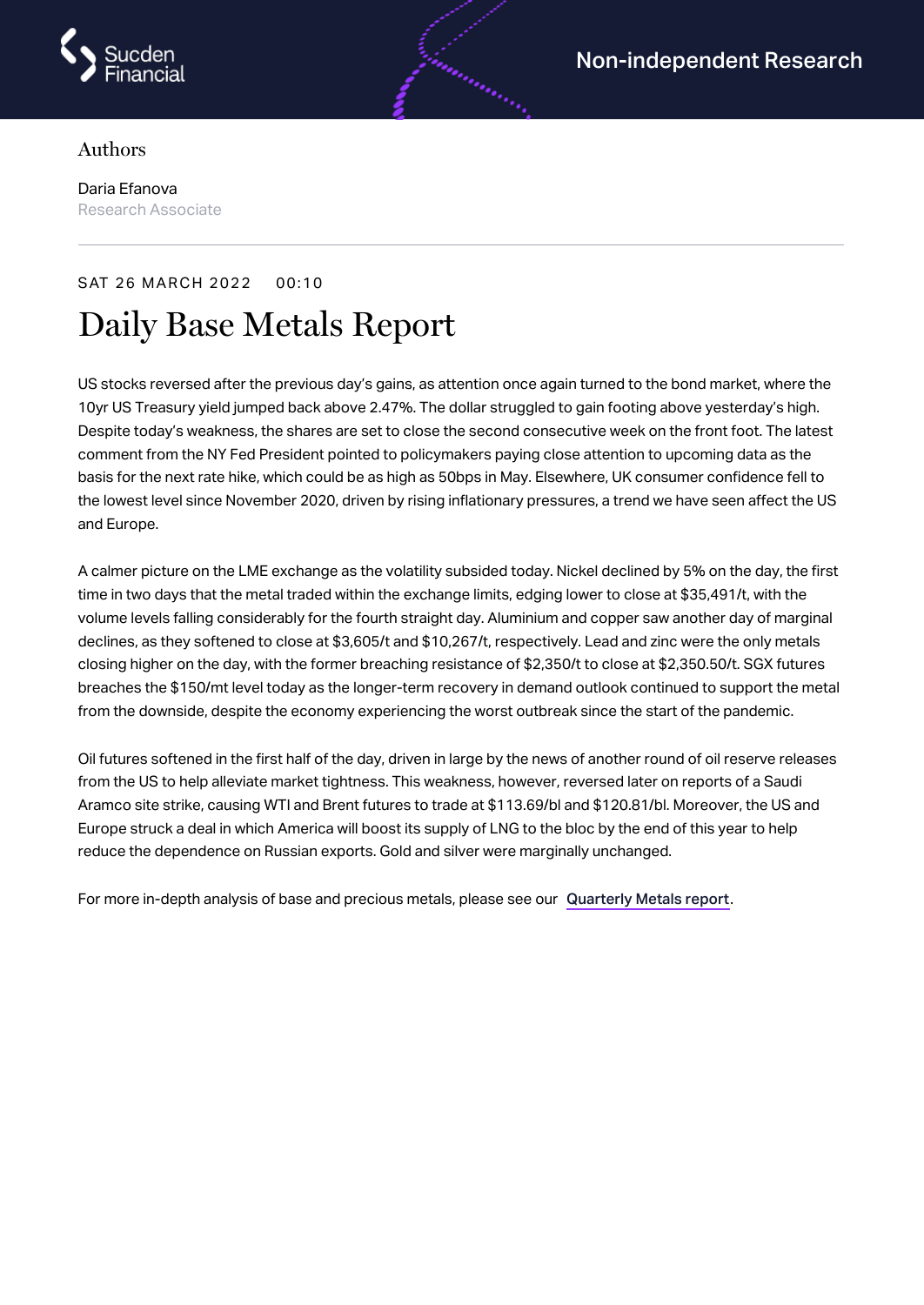Non-independent Research

Authors

Daria Efanova
Research Associate

SAT 26 MARCH 2022 00:10

# Daily Base Metals Report

US stocks reversed after the previous day's gains, as attention once again turned to the bond market, where the 10yr US Treasury yield jumped back above 2.47%. The dollar struggled to gain footing above yesterday's high. Despite today's weakness, the shares are set to close the second consecutive week on the front foot. The latest comment from the NY Fed President pointed to policymakers paying close attention to upcoming data as the basis for the next rate hike, which could be as high as 50bps in May. Elsewhere, UK consumer confidence fell to the lowest level since November 2020, driven by rising inflationary pressures, a trend we have seen affect the US and Europe.

A calmer picture on the LME exchange as the volatility subsided today. Nickel declined by 5% on the day, the first time in two days that the metal traded within the exchange limits, edging lower to close at $35,491/t, with the volume levels falling considerably for the fourth straight day. Aluminium and copper saw another day of marginal declines, as they softened to close at $3,605/t and $10,267/t, respectively. Lead and zinc were the only metals closing higher on the day, with the former breaching resistance of $2,350/t to close at $2,350.50/t. SGX futures breaches the $150/mt level today as the longer-term recovery in demand outlook continued to support the metal from the downside, despite the economy experiencing the worst outbreak since the start of the pandemic.

Oil futures softened in the first half of the day, driven in large by the news of another round of oil reserve releases from the US to help alleviate market tightness. This weakness, however, reversed later on reports of a Saudi Aramco site strike, causing WTI and Brent futures to trade at $113.69/bl and $120.81/bl. Moreover, the US and Europe struck a deal in which America will boost its supply of LNG to the bloc by the end of this year to help reduce the dependence on Russian exports. Gold and silver were marginally unchanged.

For more in-depth analysis of base and precious metals, please see our Quarterly Metals report.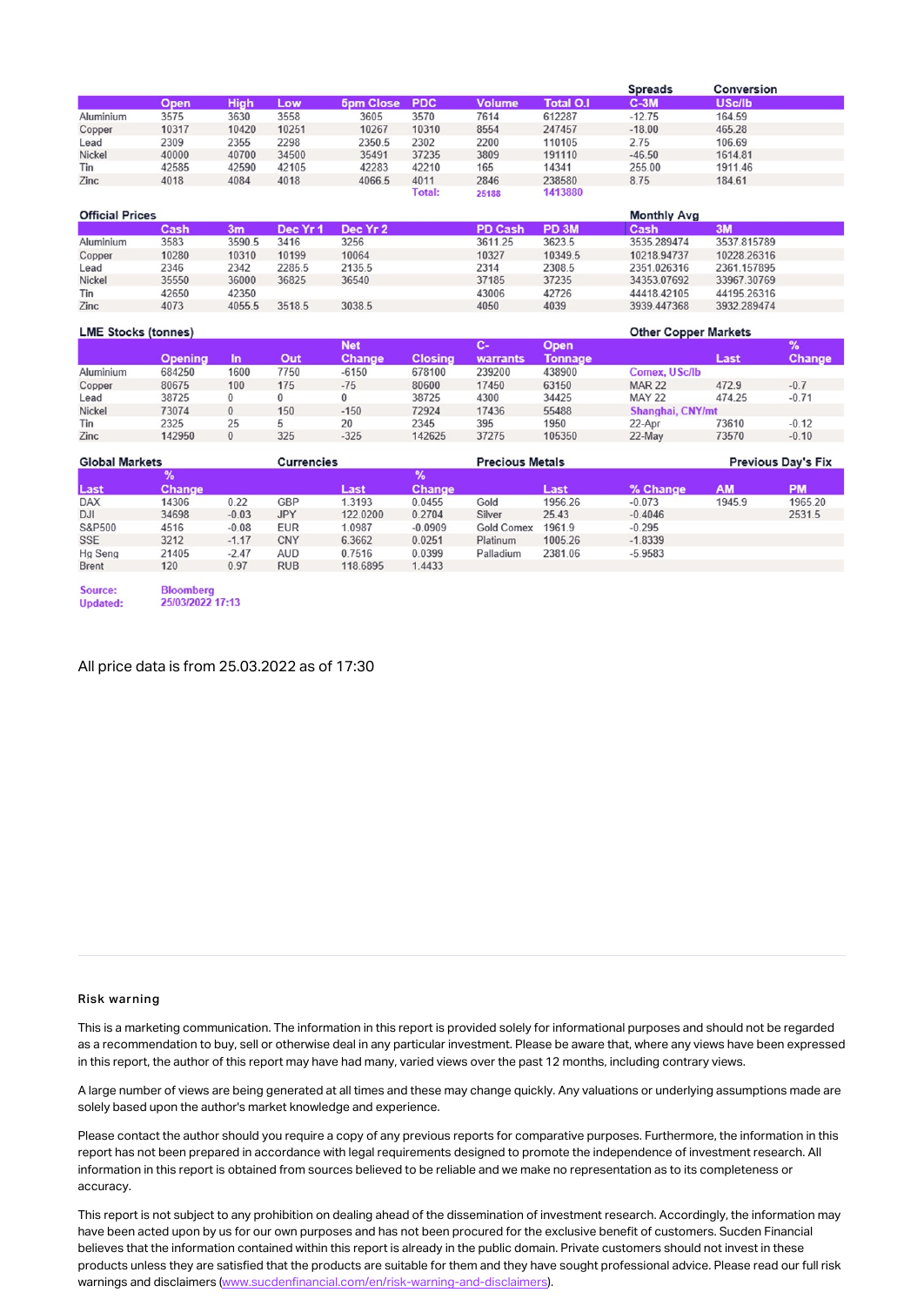| | Open | High | Low | 5pm Close | PDC | Volume | Total O.I | Spreads C-3M | Conversion USc/lb |
|---|---|---|---|---|---|---|---|---|---|
| Aluminium | 3575 | 3630 | 3558 | 3605 | 3570 | 7614 | 612287 | -12.75 | 164.59 |
| Copper | 10317 | 10420 | 10251 | 10267 | 10310 | 8554 | 247457 | -18.00 | 465.28 |
| Lead | 2309 | 2355 | 2298 | 2350.5 | 2302 | 2200 | 110105 | 2.75 | 106.69 |
| Nickel | 40000 | 40700 | 34500 | 35491 | 37235 | 3809 | 191110 | -46.50 | 1614.81 |
| Tin | 42585 | 42590 | 42105 | 42283 | 42210 | 165 | 14341 | 255.00 | 1911.46 |
| Zinc | 4018 | 4084 | 4018 | 4066.5 | 4011 | 2846 | 238580 | 8.75 | 184.61 |
| | | | | | Total: | 25188 | 1413880 | | |

**Official Prices**

| | Cash | 3m | Dec Yr 1 | Dec Yr 2 | PD Cash | PD 3M | Monthly Avg Cash | Monthly Avg 3M |
|---|---|---|---|---|---|---|---|---|
| Aluminium | 3583 | 3590.5 | 3416 | 3256 | 3611.25 | 3623.5 | 3535.289474 | 3537.815789 |
| Copper | 10280 | 10310 | 10199 | 10064 | 10327 | 10349.5 | 10218.94737 | 10228.26316 |
| Lead | 2346 | 2342 | 2285.5 | 2135.5 | 2314 | 2308.5 | 2351.026316 | 2361.157895 |
| Nickel | 35550 | 36000 | 36825 | 36540 | 37185 | 37235 | 34353.07692 | 33967.30769 |
| Tin | 42650 | 42350 | | | 43006 | 42726 | 44418.42105 | 44195.26316 |
| Zinc | 4073 | 4055.5 | 3518.5 | 3038.5 | 4050 | 4039 | 3939.447368 | 3932.289474 |

**LME Stocks (tonnes)**

| | Opening | In | Out | Net Change | Closing | C-warrants | Open Tonnage |
|---|---|---|---|---|---|---|---|
| Aluminium | 684250 | 1600 | 7750 | -6150 | 678100 | 239200 | 438900 |
| Copper | 80675 | 100 | 175 | -75 | 80600 | 17450 | 63150 |
| Lead | 38725 | 0 | 0 | 0 | 38725 | 4300 | 34425 |
| Nickel | 73074 | 0 | 150 | -150 | 72924 | 17436 | 55488 |
| Tin | 2325 | 25 | 5 | 20 | 2345 | 395 | 1950 |
| Zinc | 142950 | 0 | 325 | -325 | 142625 | 37275 | 105350 |

**Other Copper Markets**

| | Last | % Change |
|---|---|---|
| Comex, USc/lb | | |
| MAR 22 | 472.9 | -0.7 |
| MAY 22 | 474.25 | -0.71 |
| Shanghai, CNY/mt | | |
| 22-Apr | 73610 | -0.12 |
| 22-May | 73570 | -0.10 |

**Global Markets**

| | Last | % Change |
|---|---|---|
| DAX | 14306 | 0.22 |
| DJI | 34698 | -0.03 |
| S&P500 | 4516 | -0.08 |
| SSE | 3212 | -1.17 |
| Hg Seng | 21405 | -2.47 |
| Brent | 120 | 0.97 |

**Currencies**

| | Last | % Change |
|---|---|---|
| GBP | 1.3193 | 0.0455 |
| JPY | 122.0200 | 0.2704 |
| EUR | 1.0987 | -0.0909 |
| CNY | 6.3662 | 0.0251 |
| AUD | 0.7516 | 0.0399 |
| RUB | 118.6895 | 1.4433 |

**Precious Metals**

| | Last | % Change | Previous Day's Fix AM | Previous Day's Fix PM |
|---|---|---|---|---|
| Gold | 1956.26 | -0.073 | 1945.9 | 1965.20 |
| Silver | 25.43 | -0.4046 | | 2531.5 |
| Gold Comex | 1961.9 | -0.295 | | |
| Platinum | 1005.26 | -1.8339 | | |
| Palladium | 2381.06 | -5.9583 | | |

Source: Bloomberg
Updated: 25/03/2022 17:13

All price data is from 25.03.2022 as of 17:30

### Risk warning

This is a marketing communication. The information in this report is provided solely for informational purposes and should not be regarded as a recommendation to buy, sell or otherwise deal in any particular investment. Please be aware that, where any views have been expressed in this report, the author of this report may have had many, varied views over the past 12 months, including contrary views.

A large number of views are being generated at all times and these may change quickly. Any valuations or underlying assumptions made are solely based upon the author's market knowledge and experience.

Please contact the author should you require a copy of any previous reports for comparative purposes. Furthermore, the information in this report has not been prepared in accordance with legal requirements designed to promote the independence of investment research. All information in this report is obtained from sources believed to be reliable and we make no representation as to its completeness or accuracy.

This report is not subject to any prohibition on dealing ahead of the dissemination of investment research. Accordingly, the information may have been acted upon by us for our own purposes and has not been procured for the exclusive benefit of customers. Sucden Financial believes that the information contained within this report is already in the public domain. Private customers should not invest in these products unless they are satisfied that the products are suitable for them and they have sought professional advice. Please read our full risk warnings and disclaimers (www.sucdenfinancial.com/en/risk-warning-and-disclaimers).